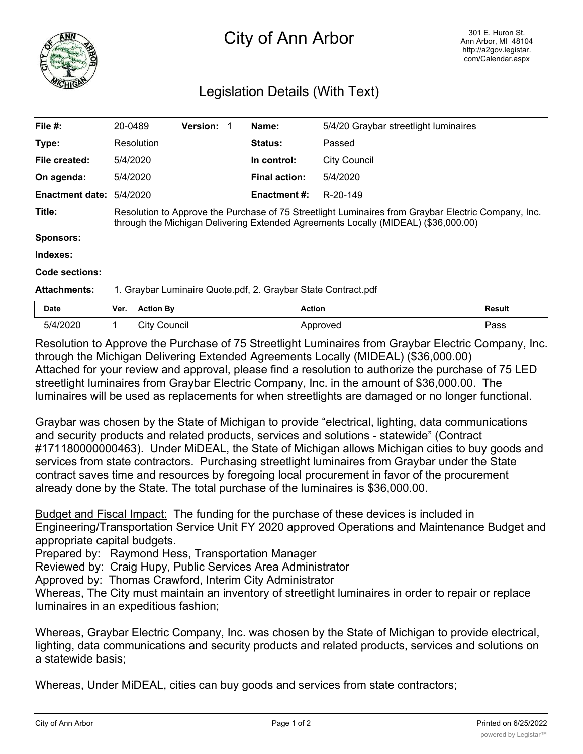# City of Ann Arbor

301 E. Huron St.
Ann Arbor, MI 48104
http://a2gov.legistar.com/Calendar.aspx

## Legislation Details (With Text)

| | | | | | |
|---|---|---|---|---|---|
| **File #:** | 20-0489 | **Version:** 1 | | **Name:** | 5/4/20 Graybar streetlight luminaires |
| **Type:** | Resolution | | | **Status:** | Passed |
| **File created:** | 5/4/2020 | | | **In control:** | City Council |
| **On agenda:** | 5/4/2020 | | | **Final action:** | 5/4/2020 |
| **Enactment date:** | 5/4/2020 | | | **Enactment #:** | R-20-149 |

**Title:** Resolution to Approve the Purchase of 75 Streetlight Luminaires from Graybar Electric Company, Inc. through the Michigan Delivering Extended Agreements Locally (MIDEAL) ($36,000.00)

**Sponsors:**

**Indexes:**

**Code sections:**

**Attachments:** 1. Graybar Luminaire Quote.pdf, 2. Graybar State Contract.pdf

| Date | Ver. | Action By | Action | Result |
|---|---|---|---|---|
| 5/4/2020 | 1 | City Council | Approved | Pass |

Resolution to Approve the Purchase of 75 Streetlight Luminaires from Graybar Electric Company, Inc. through the Michigan Delivering Extended Agreements Locally (MIDEAL) ($36,000.00)
Attached for your review and approval, please find a resolution to authorize the purchase of 75 LED streetlight luminaires from Graybar Electric Company, Inc. in the amount of $36,000.00. The luminaires will be used as replacements for when streetlights are damaged or no longer functional.

Graybar was chosen by the State of Michigan to provide "electrical, lighting, data communications and security products and related products, services and solutions - statewide" (Contract #171180000000463). Under MiDEAL, the State of Michigan allows Michigan cities to buy goods and services from state contractors. Purchasing streetlight luminaires from Graybar under the State contract saves time and resources by foregoing local procurement in favor of the procurement already done by the State. The total purchase of the luminaires is $36,000.00.

Budget and Fiscal Impact: The funding for the purchase of these devices is included in Engineering/Transportation Service Unit FY 2020 approved Operations and Maintenance Budget and appropriate capital budgets.
Prepared by: Raymond Hess, Transportation Manager
Reviewed by: Craig Hupy, Public Services Area Administrator
Approved by: Thomas Crawford, Interim City Administrator
Whereas, The City must maintain an inventory of streetlight luminaires in order to repair or replace luminaires in an expeditious fashion;

Whereas, Graybar Electric Company, Inc. was chosen by the State of Michigan to provide electrical, lighting, data communications and security products and related products, services and solutions on a statewide basis;

Whereas, Under MiDEAL, cities can buy goods and services from state contractors;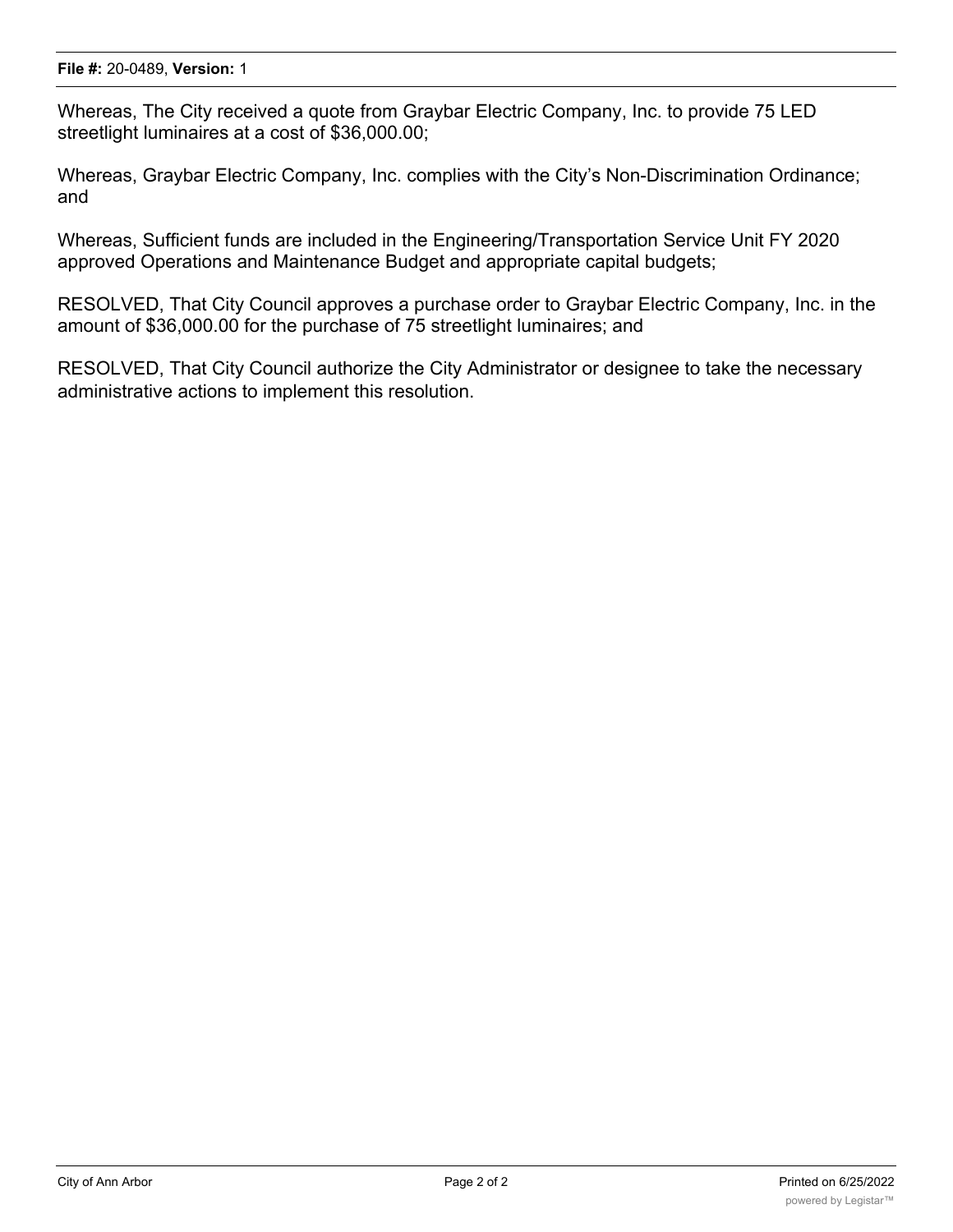Whereas, The City received a quote from Graybar Electric Company, Inc. to provide 75 LED streetlight luminaires at a cost of $36,000.00;

Whereas, Graybar Electric Company, Inc. complies with the City's Non-Discrimination Ordinance; and

Whereas, Sufficient funds are included in the Engineering/Transportation Service Unit FY 2020 approved Operations and Maintenance Budget and appropriate capital budgets;

RESOLVED, That City Council approves a purchase order to Graybar Electric Company, Inc. in the amount of $36,000.00 for the purchase of 75 streetlight luminaires; and

RESOLVED, That City Council authorize the City Administrator or designee to take the necessary administrative actions to implement this resolution.